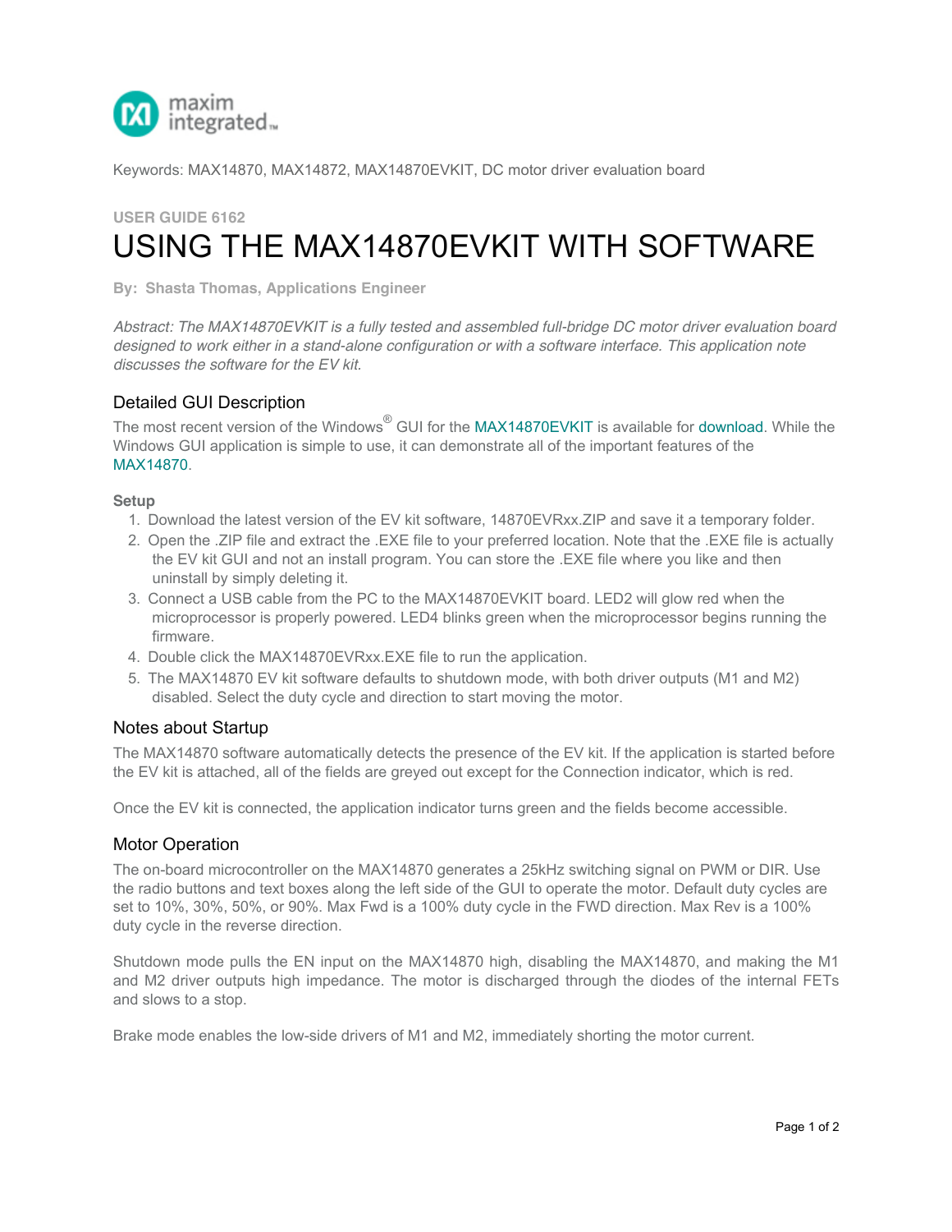Keywords: MAX14870, MAX14872, MAX14870EVKIT, DC motor driver evaluation board

**USER GUIDE 6162**

# USING THE MAX14870EVKIT WITH SOFTWARE

**By: Shasta Thomas, Applications Engineer**

*Abstract: The MAX14870EVKIT is a fully tested and assembled full-bridge DC motor driver evaluation board designed to work either in a stand-alone configuration or with a software interface. This application note discusses the software for the EV kit.*

## Detailed GUI Description

The most recent version of the Windows® GUI for the MAX14870EVKIT is available for download. While the Windows GUI application is simple to use, it can demonstrate all of the important features of the MAX14870.

### Setup

1. Download the latest version of the EV kit software, 14870EVRxx.ZIP and save it a temporary folder.
2. Open the .ZIP file and extract the .EXE file to your preferred location. Note that the .EXE file is actually the EV kit GUI and not an install program. You can store the .EXE file where you like and then uninstall by simply deleting it.
3. Connect a USB cable from the PC to the MAX14870EVKIT board. LED2 will glow red when the microprocessor is properly powered. LED4 blinks green when the microprocessor begins running the firmware.
4. Double click the MAX14870EVRxx.EXE file to run the application.
5. The MAX14870 EV kit software defaults to shutdown mode, with both driver outputs (M1 and M2) disabled. Select the duty cycle and direction to start moving the motor.

## Notes about Startup

The MAX14870 software automatically detects the presence of the EV kit. If the application is started before the EV kit is attached, all of the fields are greyed out except for the Connection indicator, which is red.

Once the EV kit is connected, the application indicator turns green and the fields become accessible.

## Motor Operation

The on-board microcontroller on the MAX14870 generates a 25kHz switching signal on PWM or DIR. Use the radio buttons and text boxes along the left side of the GUI to operate the motor. Default duty cycles are set to 10%, 30%, 50%, or 90%. Max Fwd is a 100% duty cycle in the FWD direction. Max Rev is a 100% duty cycle in the reverse direction.

Shutdown mode pulls the EN input on the MAX14870 high, disabling the MAX14870, and making the M1 and M2 driver outputs high impedance. The motor is discharged through the diodes of the internal FETs and slows to a stop.

Brake mode enables the low-side drivers of M1 and M2, immediately shorting the motor current.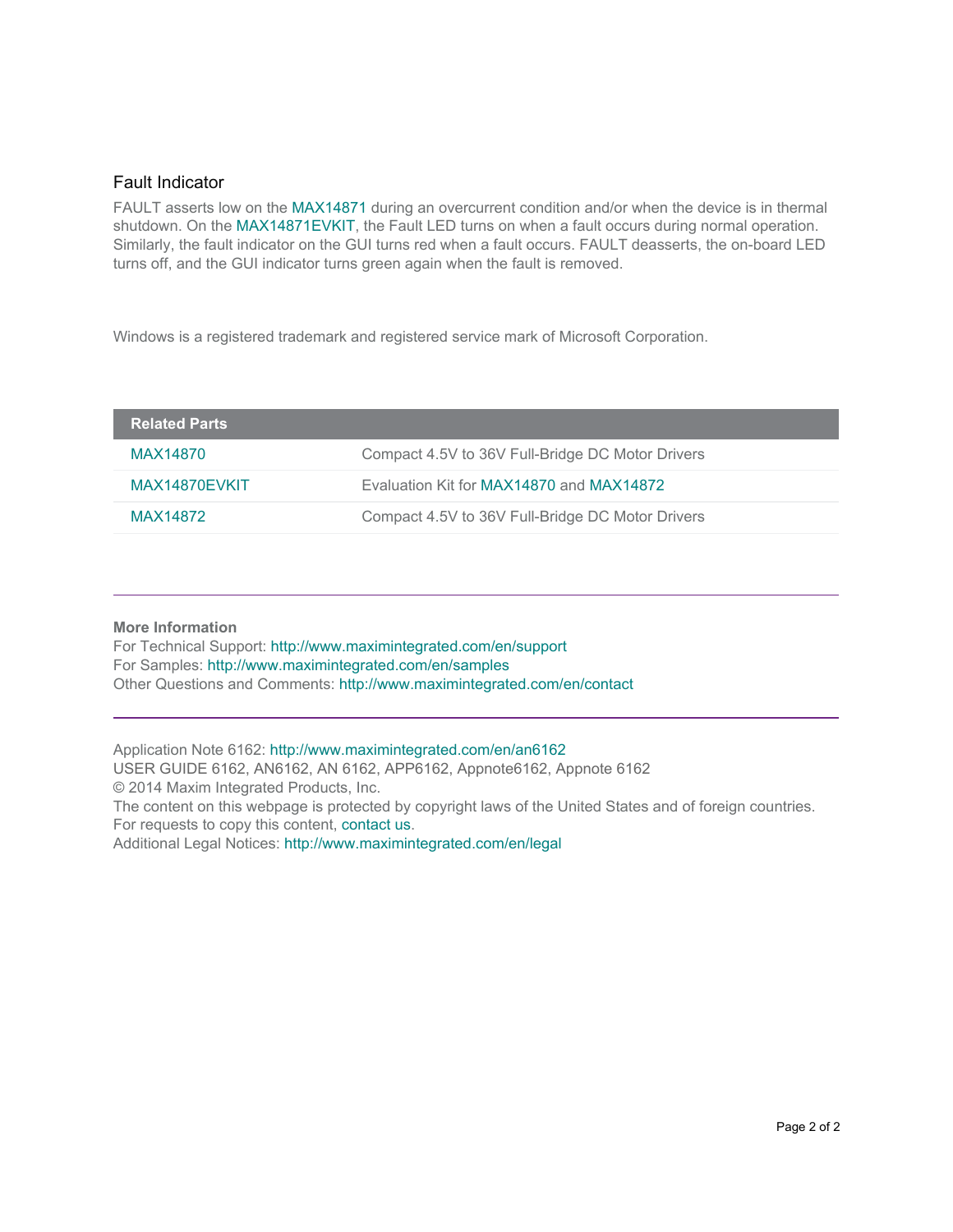### Fault Indicator

FAULT asserts low on the MAX14871 during an overcurrent condition and/or when the device is in thermal shutdown. On the MAX14871EVKIT, the Fault LED turns on when a fault occurs during normal operation. Similarly, the fault indicator on the GUI turns red when a fault occurs. FAULT deasserts, the on-board LED turns off, and the GUI indicator turns green again when the fault is removed.

Windows is a registered trademark and registered service mark of Microsoft Corporation.

| Related Parts | |
|---|---|
| MAX14870 | Compact 4.5V to 36V Full-Bridge DC Motor Drivers |
| MAX14870EVKIT | Evaluation Kit for MAX14870 and MAX14872 |
| MAX14872 | Compact 4.5V to 36V Full-Bridge DC Motor Drivers |

**More Information**
For Technical Support: http://www.maximintegrated.com/en/support
For Samples: http://www.maximintegrated.com/en/samples
Other Questions and Comments: http://www.maximintegrated.com/en/contact

Application Note 6162: http://www.maximintegrated.com/en/an6162
USER GUIDE 6162, AN6162, AN 6162, APP6162, Appnote6162, Appnote 6162
© 2014 Maxim Integrated Products, Inc.
The content on this webpage is protected by copyright laws of the United States and of foreign countries.
For requests to copy this content, contact us.
Additional Legal Notices: http://www.maximintegrated.com/en/legal